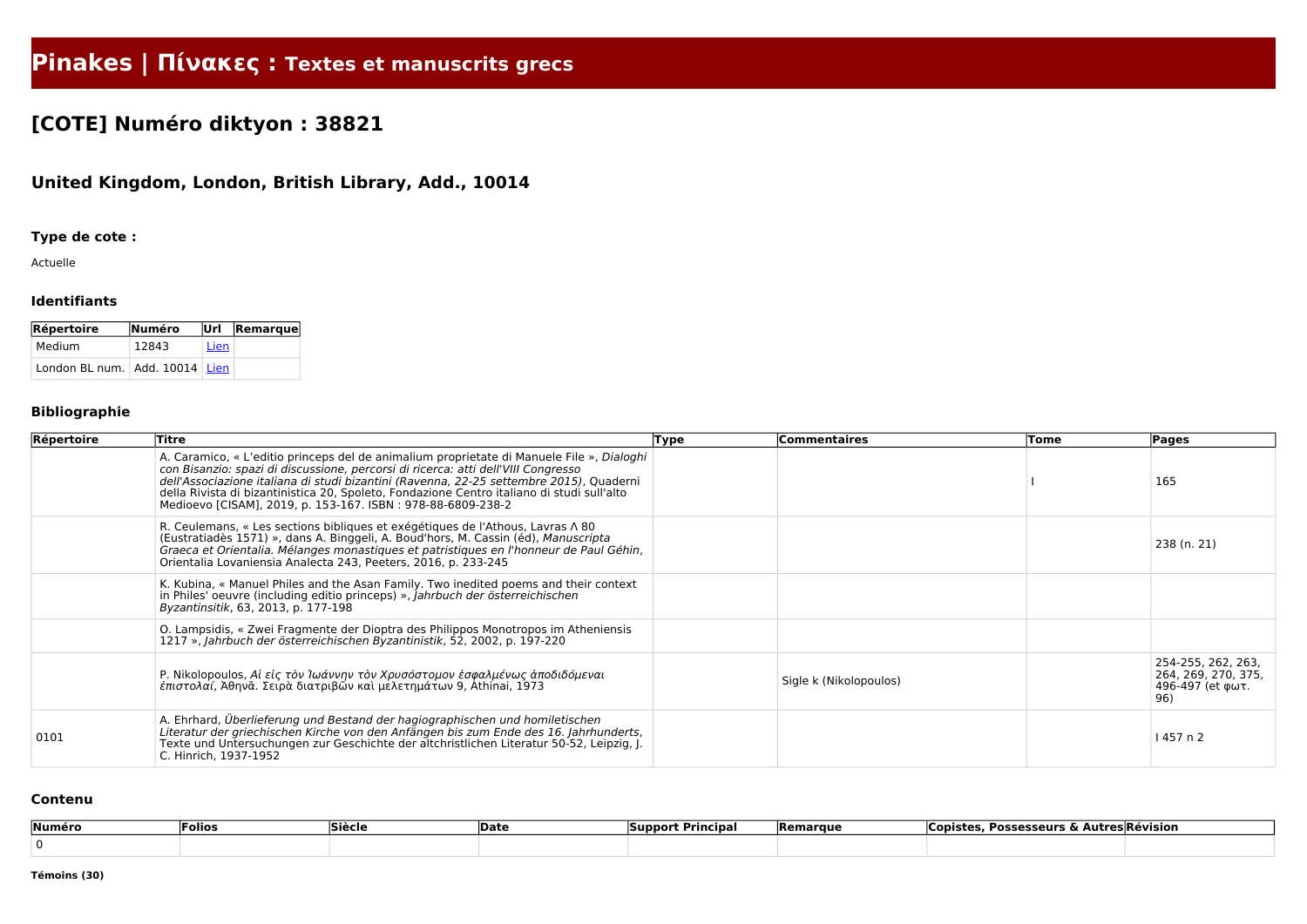# Pinakes | Πίνακες : Textes et manuscrits grecs

## [COTE] Numéro diktyon : 38821

### United Kingdom, London, British Library, Add., 10014

#### Type de cote :

Actuelle

#### Identifiants

| Répertoire | Numéro | Url | Remarque |
|---|---|---|---|
| Medium | 12843 | Lien | |
| London BL num. | Add. 10014 | Lien | |

#### Bibliographie

| Répertoire | Titre | Type | Commentaires | Tome | Pages |
|---|---|---|---|---|---|
| | A. Caramico, « L'editio princeps del de animalium proprietate di Manuele File », *Dialoghi con Bisanzio: spazi di discussione, percorsi di ricerca: atti dell'VIII Congresso dell'Associazione italiana di studi bizantini (Ravenna, 22-25 settembre 2015)*, Quaderni della Rivista di bizantinistica 20, Spoleto, Fondazione Centro italiano di studi sull'alto Medioevo [CISAM], 2019, p. 153-167. ISBN : 978-88-6809-238-2 | | | I | 165 |
| | R. Ceulemans, « Les sections bibliques et exégétiques de l'Athous, Lavras Λ 80 (Eustratiadès 1571) », dans A. Binggeli, A. Boud'hors, M. Cassin (éd), *Manuscripta Graeca et Orientalia. Mélanges monastiques et patristiques en l'honneur de Paul Géhin*, Orientalia Lovaniensia Analecta 243, Peeters, 2016, p. 233-245 | | | | 238 (n. 21) |
| | K. Kubina, « Manuel Philes and the Asan Family. Two inedited poems and their context in Philes' oeuvre (including editio princeps) », *Jahrbuch der österreichischen Byzantinsitik*, 63, 2013, p. 177-198 | | | | |
| | O. Lampsidis, « Zwei Fragmente der Dioptra des Philippos Monotropos im Atheniensis 1217 », *Jahrbuch der österreichischen Byzantinistik*, 52, 2002, p. 197-220 | | | | |
| | P. Nikolopoulos, *Αἱ εἰς τὸν Ἰωάννην τὸν Χρυσόστομον ἐσφαλμένως ἀποδιδόμεναι ἐπιστολαί*, Ἀθηνᾶ. Σειρὰ διατριβῶν καὶ μελετημάτων 9, Athinai, 1973 | | Sigle k (Nikolopoulos) | | 254-255, 262, 263, 264, 269, 270, 375, 496-497 (et φωτ. 96) |
| 0101 | A. Ehrhard, *Überlieferung und Bestand der hagiographischen und homiletischen Literatur der griechischen Kirche von den Anfängen bis zum Ende des 16. Jahrhunderts*, Texte und Untersuchungen zur Geschichte der altchristlichen Literatur 50-52, Leipzig, J. C. Hinrich, 1937-1952 | | | | I 457 n 2 |

#### Contenu

| Numéro | Folios | Siècle | Date | Support Principal | Remarque | Copistes, Possesseurs & Autres | Révision |
|---|---|---|---|---|---|---|---|
| 0 | | | | | | | |

**Témoins (30)**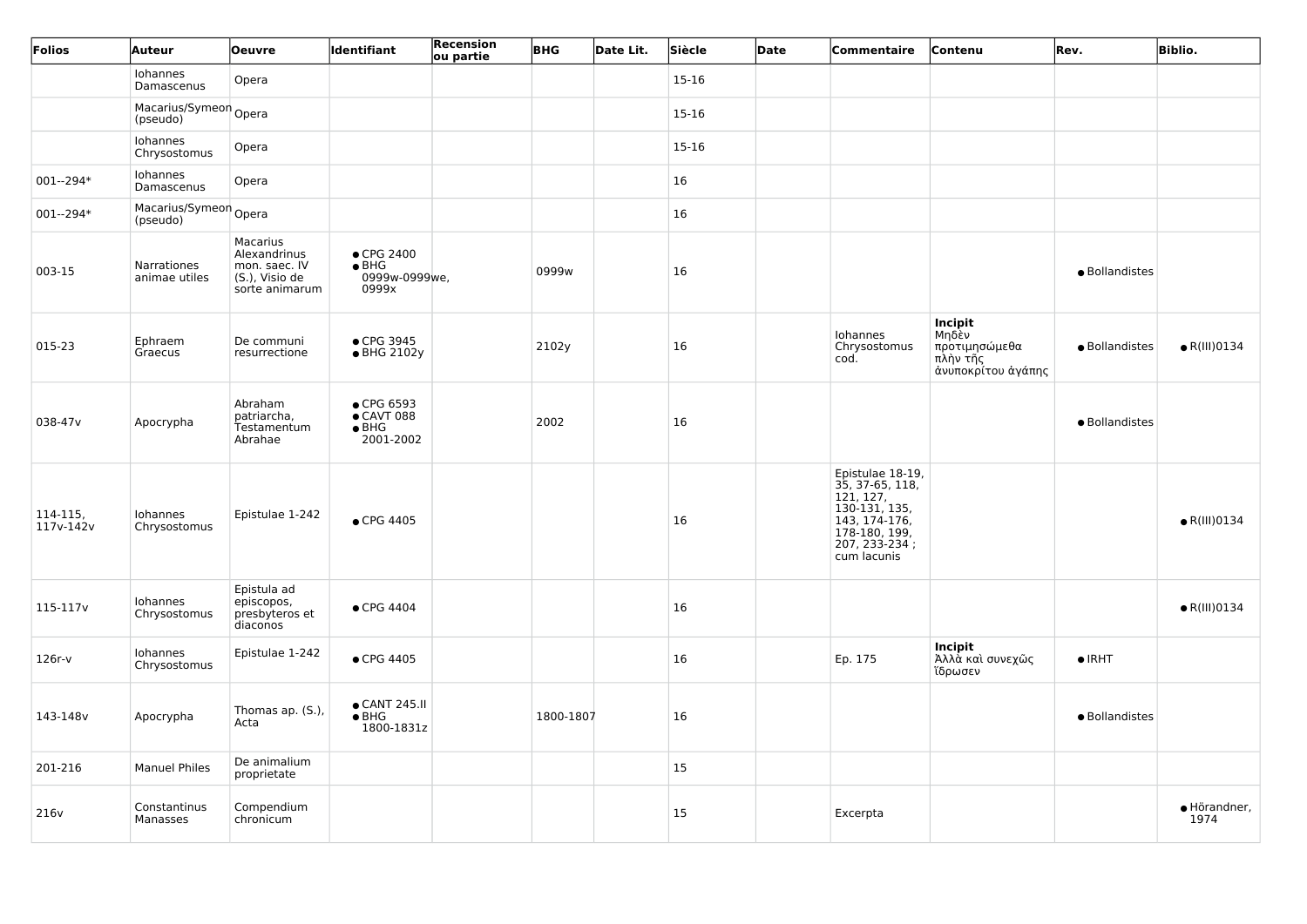| Folios | Auteur | Oeuvre | Identifiant | Recension ou partie | BHG | Date Lit. | Siècle | Date | Commentaire | Contenu | Rev. | Biblio. |
|---|---|---|---|---|---|---|---|---|---|---|---|---|
| | Iohannes Damascenus | Opera | | | | | 15-16 | | | | | |
| | Macarius/Symeon (pseudo) | Opera | | | | | 15-16 | | | | | |
| | Iohannes Chrysostomus | Opera | | | | | 15-16 | | | | | |
| 001--294* | Iohannes Damascenus | Opera | | | | | 16 | | | | | |
| 001--294* | Macarius/Symeon (pseudo) | Opera | | | | | 16 | | | | | |
| 003-15 | Narrationes animae utiles | Macarius Alexandrinus mon. saec. IV (S.), Visio de sorte animarum | • CPG 2400<br>• BHG 0999w-0999we, 0999x | | 0999w | | 16 | | | | • Bollandistes | |
| 015-23 | Ephraem Graecus | De communi resurrectione | • CPG 3945<br>• BHG 2102y | | 2102y | | 16 | | Iohannes Chrysostomus cod. | **Incipit**<br>Μηδὲν προτιμησώμεθα πλὴν τῆς ἀνυποκρίτου ἀγάπης | • Bollandistes | • R(III)0134 |
| 038-47v | Apocrypha | Abraham patriarcha, Testamentum Abrahae | • CPG 6593<br>• CAVT 088<br>• BHG 2001-2002 | | 2002 | | 16 | | | | • Bollandistes | |
| 114-115, 117v-142v | Iohannes Chrysostomus | Epistulae 1-242 | • CPG 4405 | | | | 16 | | Epistulae 18-19, 35, 37-65, 118, 121, 127, 130-131, 135, 143, 174-176, 178-180, 199, 207, 233-234 ; cum lacunis | | | • R(III)0134 |
| 115-117v | Iohannes Chrysostomus | Epistula ad episcopos, presbyteros et diaconos | • CPG 4404 | | | | 16 | | | | | • R(III)0134 |
| 126r-v | Iohannes Chrysostomus | Epistulae 1-242 | • CPG 4405 | | | | 16 | | Ep. 175 | **Incipit**<br>Ἀλλὰ καὶ συνεχῶς ἵδρωσεν | • IRHT | |
| 143-148v | Apocrypha | Thomas ap. (S.), Acta | • CANT 245.II<br>• BHG 1800-1831z | | 1800-1807 | | 16 | | | | • Bollandistes | |
| 201-216 | Manuel Philes | De animalium proprietate | | | | | 15 | | | | | |
| 216v | Constantinus Manasses | Compendium chronicum | | | | | 15 | | Excerpta | | | • Hörandner, 1974 |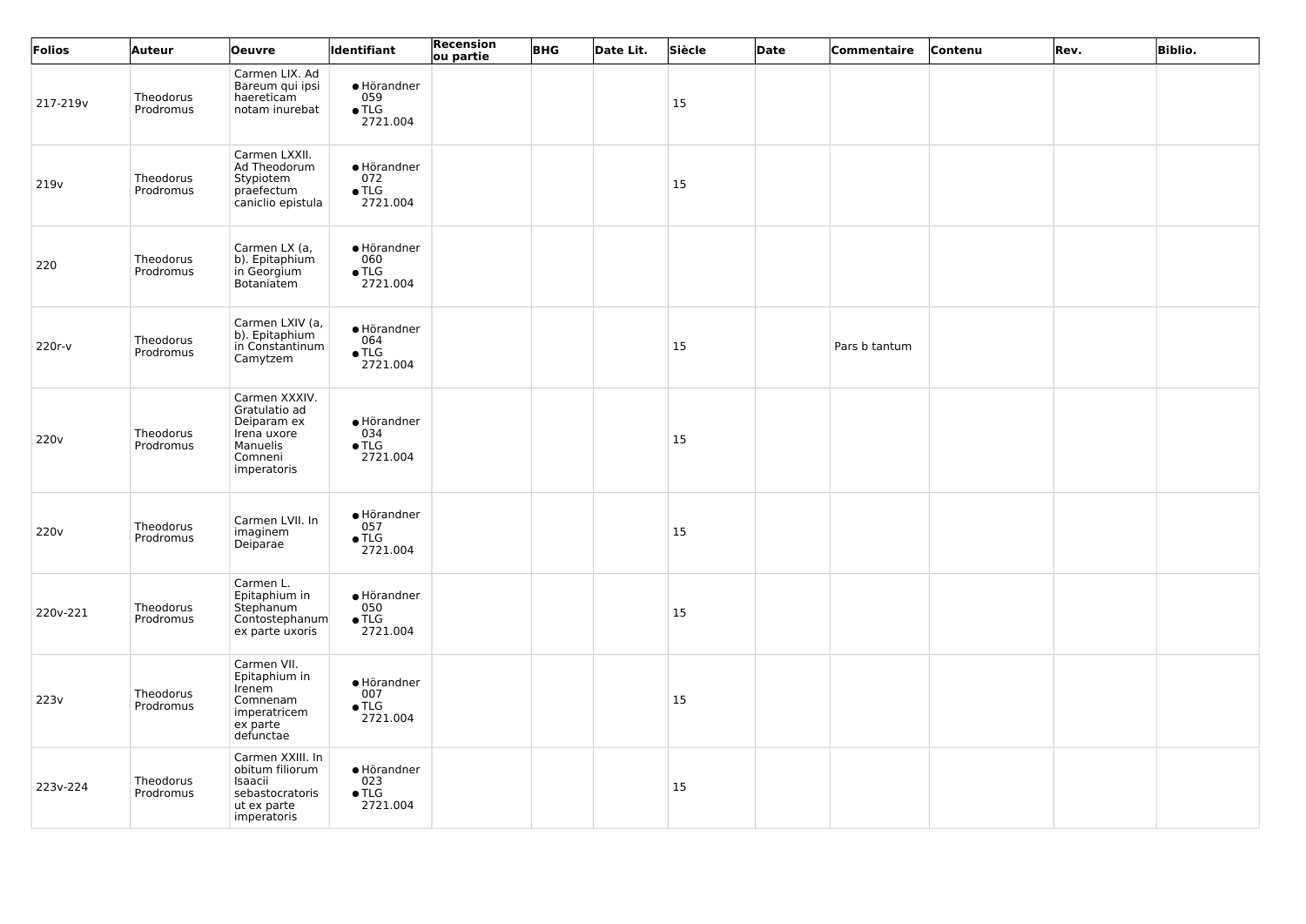| Folios | Auteur | Oeuvre | Identifiant | Recension ou partie | BHG | Date Lit. | Siècle | Date | Commentaire | Contenu | Rev. | Biblio. |
|---|---|---|---|---|---|---|---|---|---|---|---|---|
| 217-219v | Theodorus Prodromus | Carmen LIX. Ad Bareum qui ipsi haereticam notam inurebat | • Hörandner 059 • TLG 2721.004 | | | | 15 | | | | | |
| 219v | Theodorus Prodromus | Carmen LXXII. Ad Theodorum Stypiotem praefectum caniclio epistula | • Hörandner 072 • TLG 2721.004 | | | | 15 | | | | | |
| 220 | Theodorus Prodromus | Carmen LX (a, b). Epitaphium in Georgium Botaniatem | • Hörandner 060 • TLG 2721.004 | | | | | | | | | |
| 220r-v | Theodorus Prodromus | Carmen LXIV (a, b). Epitaphium in Constantinum Camytzem | • Hörandner 064 • TLG 2721.004 | | | | 15 | | Pars b tantum | | | |
| 220v | Theodorus Prodromus | Carmen XXXIV. Gratulatio ad Deiparam ex Irena uxore Manuelis Comneni imperatoris | • Hörandner 034 • TLG 2721.004 | | | | 15 | | | | | |
| 220v | Theodorus Prodromus | Carmen LVII. In imaginem Deiparae | • Hörandner 057 • TLG 2721.004 | | | | 15 | | | | | |
| 220v-221 | Theodorus Prodromus | Carmen L. Epitaphium in Stephanum Contostephanum ex parte uxoris | • Hörandner 050 • TLG 2721.004 | | | | 15 | | | | | |
| 223v | Theodorus Prodromus | Carmen VII. Epitaphium in Irenem Comnenam imperatricem ex parte defunctae | • Hörandner 007 • TLG 2721.004 | | | | 15 | | | | | |
| 223v-224 | Theodorus Prodromus | Carmen XXIII. In obitum filiorum Isaacii sebastocratoris ut ex parte imperatoris | • Hörandner 023 • TLG 2721.004 | | | | 15 | | | | | |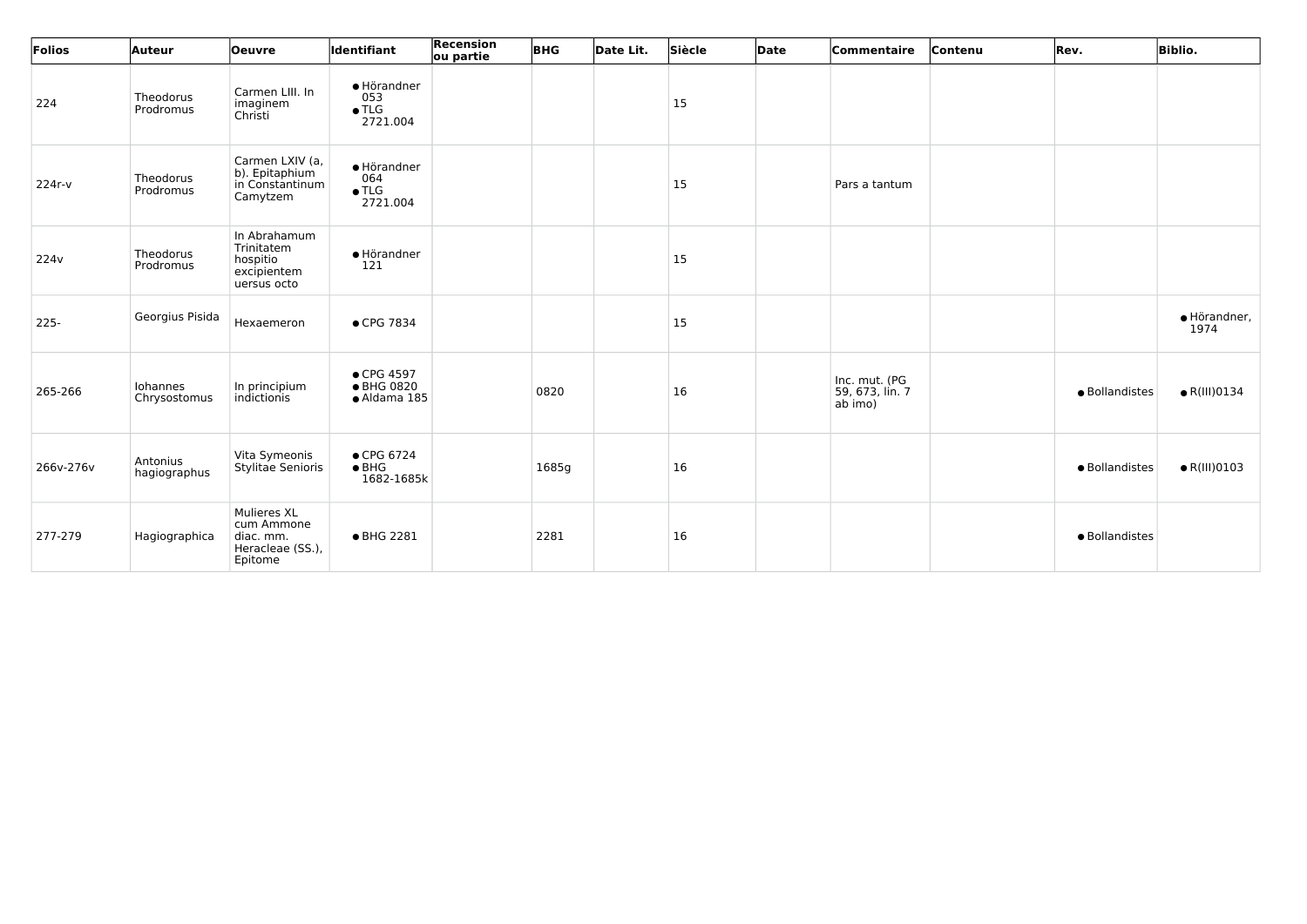| Folios | Auteur | Oeuvre | Identifiant | Recension ou partie | BHG | Date Lit. | Siècle | Date | Commentaire | Contenu | Rev. | Biblio. |
|---|---|---|---|---|---|---|---|---|---|---|---|---|
| 224 | Theodorus Prodromus | Carmen LIII. In imaginem Christi | • Hörandner 053 • TLG 2721.004 | | | | 15 | | | | | |
| 224r-v | Theodorus Prodromus | Carmen LXIV (a, b). Epitaphium in Constantinum Camytzem | • Hörandner 064 • TLG 2721.004 | | | | 15 | | Pars a tantum | | | |
| 224v | Theodorus Prodromus | In Abrahamum Trinitatem hospitio excipientem uersus octo | • Hörandner 121 | | | | 15 | | | | | |
| 225- | Georgius Pisida | Hexaemeron | • CPG 7834 | | | | 15 | | | | | • Hörandner, 1974 |
| 265-266 | Iohannes Chrysostomus | In principium indictionis | • CPG 4597 • BHG 0820 • Aldama 185 | | 0820 | | 16 | | Inc. mut. (PG 59, 673, lin. 7 ab imo) | | • Bollandistes | • R(III)0134 |
| 266v-276v | Antonius hagiographus | Vita Symeonis Stylitae Senioris | • CPG 6724 • BHG 1682-1685k | | 1685g | | 16 | | | | • Bollandistes | • R(III)0103 |
| 277-279 | Hagiographica | Mulieres XL cum Ammone diac. mm. Heracleae (SS.), Epitome | • BHG 2281 | | 2281 | | 16 | | | | • Bollandistes | |